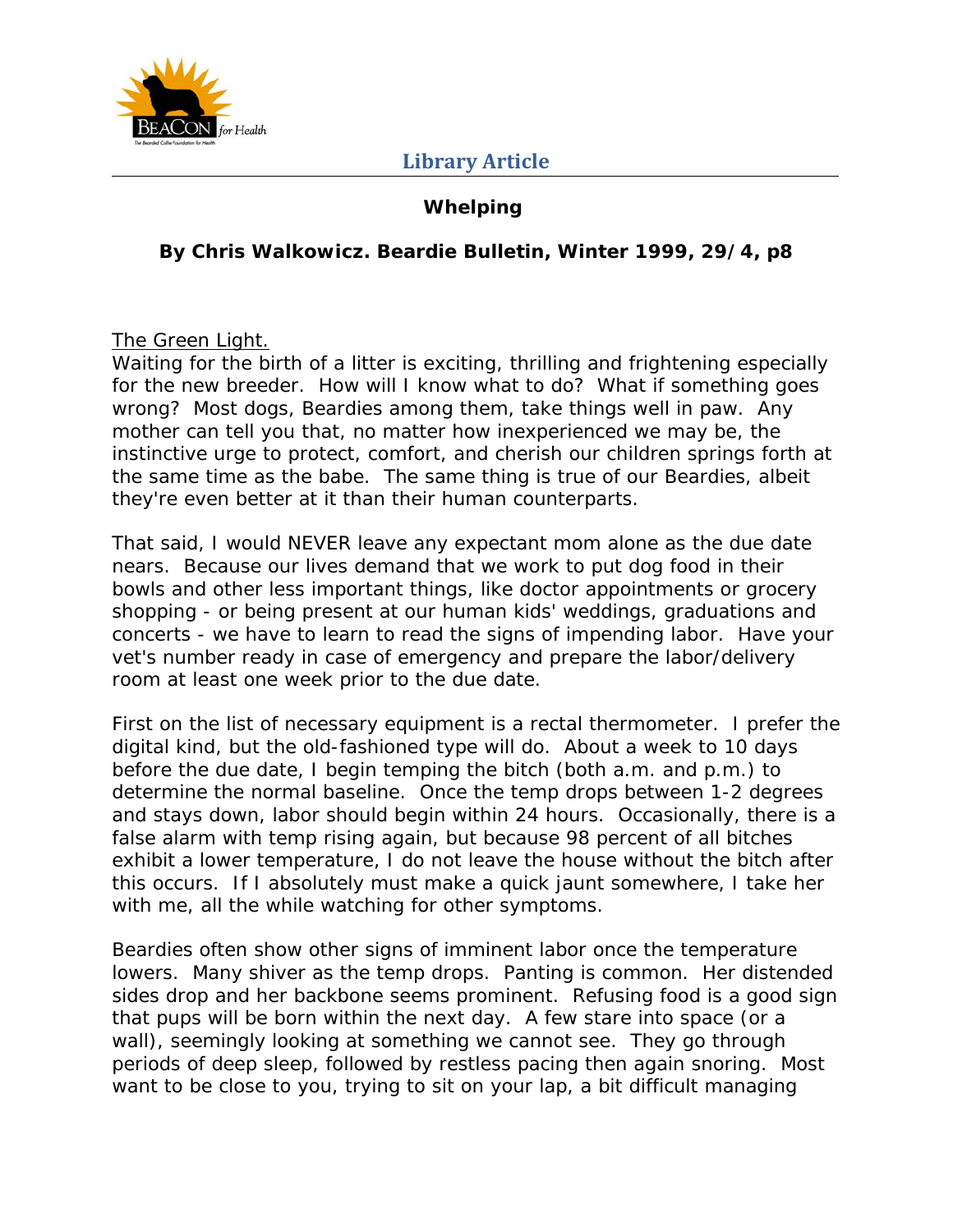**Library Article**

# Whelping

### By Chris Walkowicz. Beardie Bulletin, Winter 1999, 29/4, p8

## The Green Light.

Waiting for the birth of a litter is exciting, thrilling and frightening especially for the new breeder. How will I know what to do? What if something goes wrong? Most dogs, Beardies among them, take things well in paw. Any mother can tell you that, no matter how inexperienced we may be, the instinctive urge to protect, comfort, and cherish our children springs forth at the same time as the babe. The same thing is true of our Beardies, albeit they're even better at it than their human counterparts.

That said, I would NEVER leave any expectant mom alone as the due date nears. Because our lives demand that we work to put dog food in their bowls and other less important things, like doctor appointments or grocery shopping - or being present at our human kids' weddings, graduations and concerts - we have to learn to read the signs of impending labor. Have your vet's number ready in case of emergency and prepare the labor/delivery room at least one week prior to the due date.

First on the list of necessary equipment is a rectal thermometer. I prefer the digital kind, but the old-fashioned type will do. About a week to 10 days before the due date, I begin temping the bitch (both a.m. and p.m.) to determine the normal baseline. Once the temp drops between 1-2 degrees and stays down, labor should begin within 24 hours. Occasionally, there is a false alarm with temp rising again, but because 98 percent of all bitches exhibit a lower temperature, I do not leave the house without the bitch after this occurs. If I absolutely must make a quick jaunt somewhere, I take her with me, all the while watching for other symptoms.

Beardies often show other signs of imminent labor once the temperature lowers. Many shiver as the temp drops. Panting is common. Her distended sides drop and her backbone seems prominent. Refusing food is a good sign that pups will be born within the next day. A few stare into space (or a wall), seemingly looking at something we cannot see. They go through periods of deep sleep, followed by restless pacing then again snoring. Most want to be close to you, trying to sit on your lap, a bit difficult managing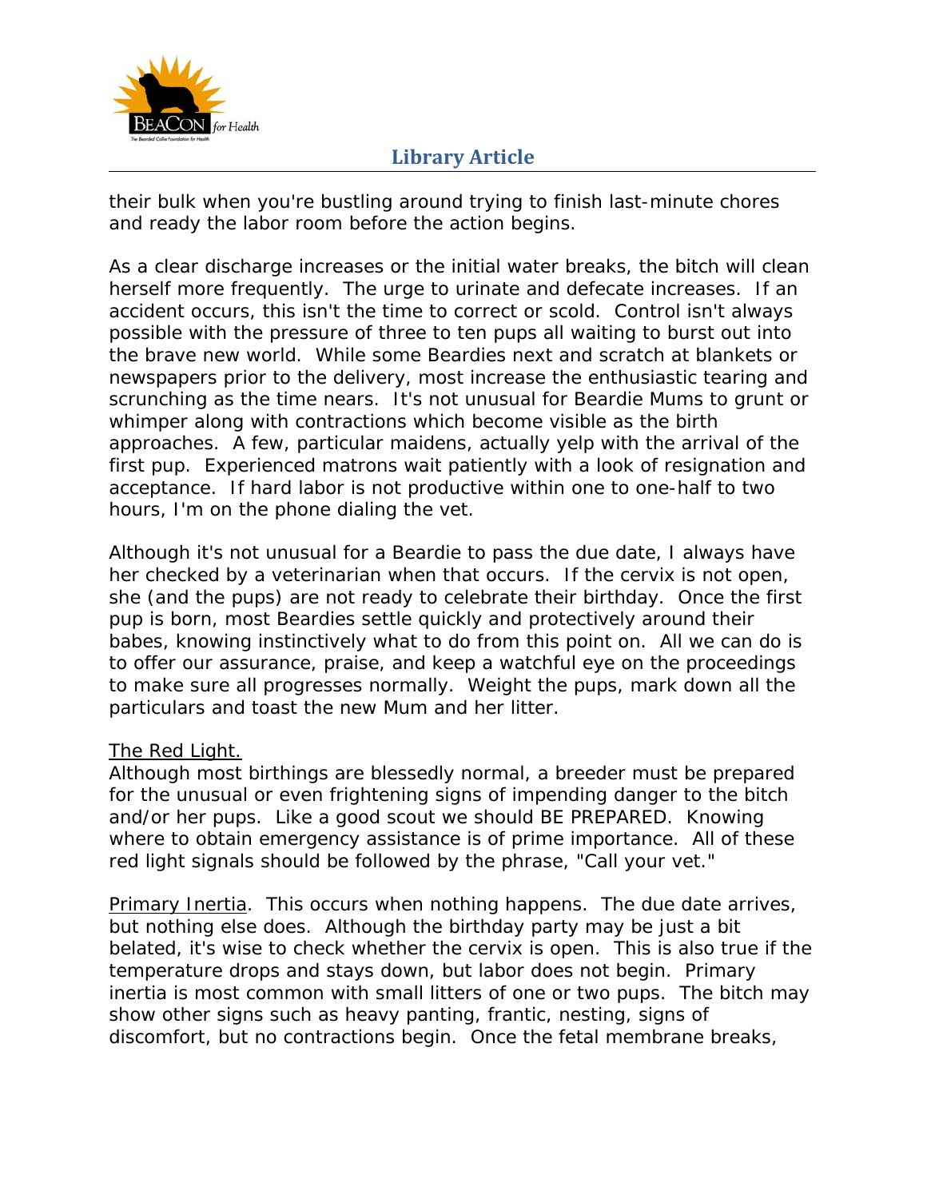their bulk when you're bustling around trying to finish last-minute chores and ready the labor room before the action begins.

As a clear discharge increases or the initial water breaks, the bitch will clean herself more frequently. The urge to urinate and defecate increases. If an accident occurs, this isn't the time to correct or scold. Control isn't always possible with the pressure of three to ten pups all waiting to burst out into the brave new world. While some Beardies nest and scratch at blankets or newspapers prior to the delivery, most increase the enthusiastic tearing and scrunching as the time nears. It's not unusual for Beardie Mums to grunt or whimper along with contractions which become visible as the birth approaches. A few, particular maidens, actually yelp with the arrival of the first pup. Experienced matrons wait patiently with a look of resignation and acceptance. If hard labor is not productive within one to one-half to two hours, I'm on the phone dialing the vet.

Although it's not unusual for a Beardie to pass the due date, I always have her checked by a veterinarian when that occurs. If the cervix is not open, she (and the pups) are not ready to celebrate their birthday. Once the first pup is born, most Beardies settle quickly and protectively around their babes, knowing instinctively what to do from this point on. All we can do is to offer our assurance, praise, and keep a watchful eye on the proceedings to make sure all progresses normally. Weight the pups, mark down all the particulars and toast the new Mum and her litter.

<u>The Red Light.</u>
Although most birthings are blessedly normal, a breeder must be prepared for the unusual or even frightening signs of impending danger to the bitch and/or her pups. Like a good scout we should BE PREPARED. Knowing where to obtain emergency assistance is of prime importance. All of these red light signals should be followed by the phrase, "Call your vet."

<u>Primary Inertia</u>. This occurs when nothing happens. The due date arrives, but nothing else does. Although the birthday party may be just a bit belated, it's wise to check whether the cervix is open. This is also true if the temperature drops and stays down, but labor does not begin. Primary inertia is most common with small litters of one or two pups. The bitch may show other signs such as heavy panting, frantic, nesting, signs of discomfort, but no contractions begin. Once the fetal membrane breaks,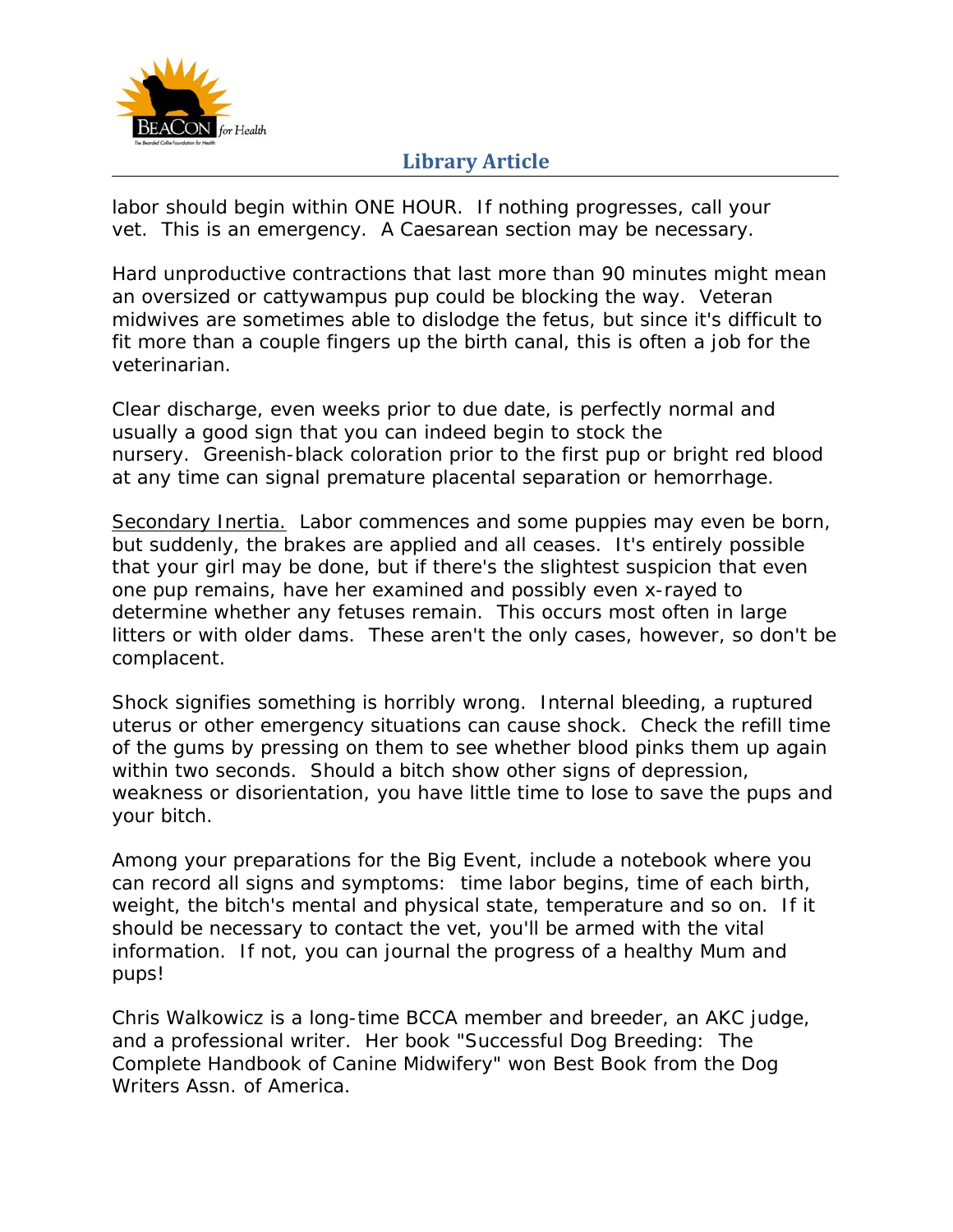labor should begin within ONE HOUR. If nothing progresses, call your vet. This is an emergency. A Caesarean section may be necessary.

Hard unproductive contractions that last more than 90 minutes might mean an oversized or cattywampus pup could be blocking the way. Veteran midwives are sometimes able to dislodge the fetus, but since it's difficult to fit more than a couple fingers up the birth canal, this is often a job for the veterinarian.

Clear discharge, even weeks prior to due date, is perfectly normal and usually a good sign that you can indeed begin to stock the nursery. Greenish-black coloration prior to the first pup or bright red blood at any time can signal premature placental separation or hemorrhage.

Secondary Inertia. Labor commences and some puppies may even be born, but suddenly, the brakes are applied and all ceases. It's entirely possible that your girl may be done, but if there's the slightest suspicion that even one pup remains, have her examined and possibly even x-rayed to determine whether any fetuses remain. This occurs most often in large litters or with older dams. These aren't the only cases, however, so don't be complacent.

Shock signifies something is horribly wrong. Internal bleeding, a ruptured uterus or other emergency situations can cause shock. Check the refill time of the gums by pressing on them to see whether blood pinks them up again within two seconds. Should a bitch show other signs of depression, weakness or disorientation, you have little time to lose to save the pups and your bitch.

Among your preparations for the Big Event, include a notebook where you can record all signs and symptoms: time labor begins, time of each birth, weight, the bitch's mental and physical state, temperature and so on. If it should be necessary to contact the vet, you'll be armed with the vital information. If not, you can journal the progress of a healthy Mum and pups!

Chris Walkowicz is a long-time BCCA member and breeder, an AKC judge, and a professional writer. Her book "Successful Dog Breeding: The Complete Handbook of Canine Midwifery" won Best Book from the Dog Writers Assn. of America.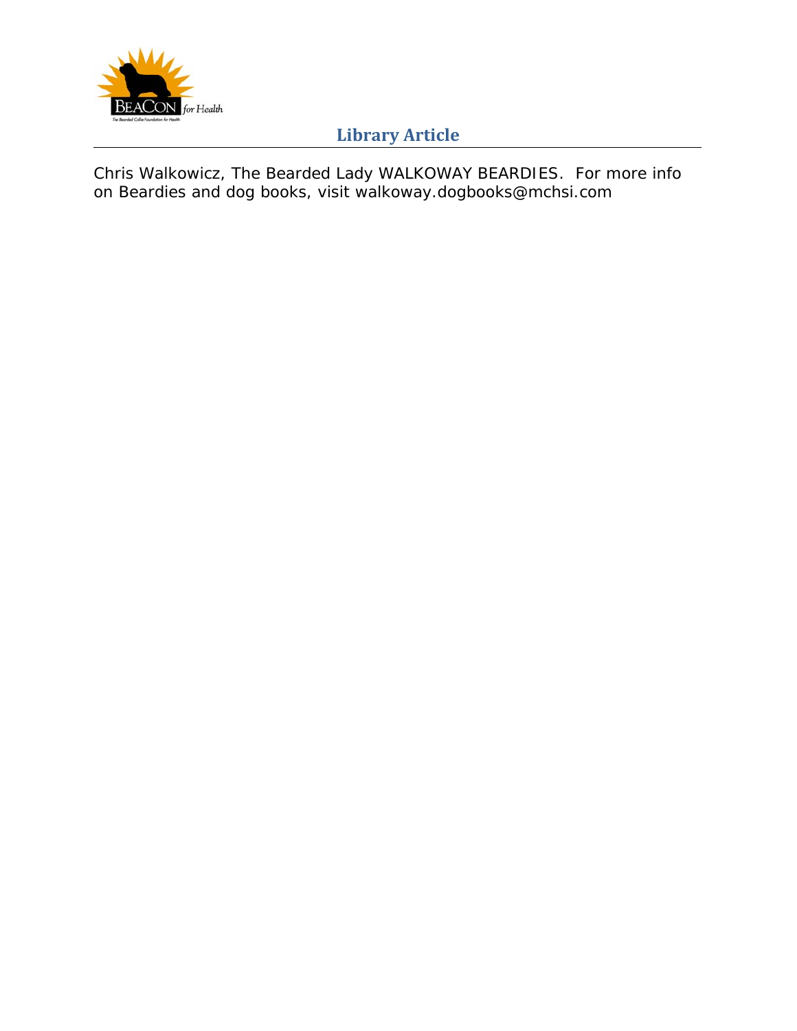Chris Walkowicz, The Bearded Lady WALKOWAY BEARDIES. For more info on Beardies and dog books, visit walkoway.dogbooks@mchsi.com